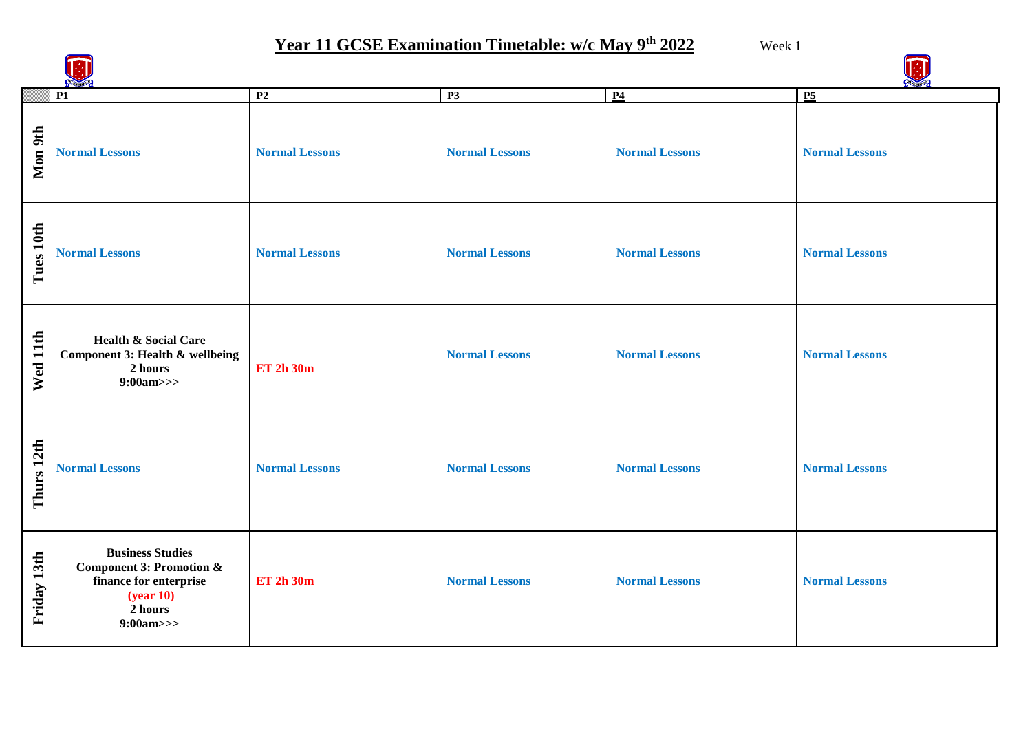# Year 11 GCSE Examination Timetable: w/c May 9th 2022

Week 1

| | P1 | P2 | P3 | P4 | P5 |
|---|---|---|---|---|---|
| **Mon 9th** | **Normal Lessons** | **Normal Lessons** | **Normal Lessons** | **Normal Lessons** | **Normal Lessons** |
| **Tues 10th** | **Normal Lessons** | **Normal Lessons** | **Normal Lessons** | **Normal Lessons** | **Normal Lessons** |
| **Wed 11th** | **Health & Social Care Component 3: Health & wellbeing 2 hours 9:00am>>>** | **ET 2h 30m** | **Normal Lessons** | **Normal Lessons** | **Normal Lessons** |
| **Thurs 12th** | **Normal Lessons** | **Normal Lessons** | **Normal Lessons** | **Normal Lessons** | **Normal Lessons** |
| **Friday 13th** | **Business Studies Component 3: Promotion & finance for enterprise (year 10) 2 hours 9:00am>>>** | **ET 2h 30m** | **Normal Lessons** | **Normal Lessons** | **Normal Lessons** |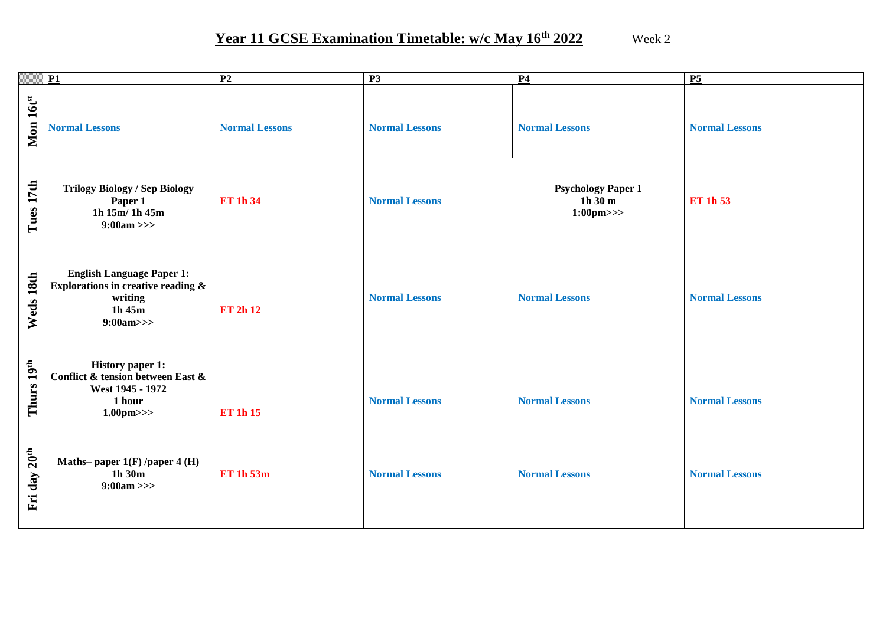# Year 11 GCSE Examination Timetable: w/c May 16th 2022

Week 2

| | P1 | P2 | P3 | P4 | P5 |
|---|---|---|---|---|---|
| Mon 16t[st] | Normal Lessons | Normal Lessons | Normal Lessons | Normal Lessons | Normal Lessons |
| Tues 17th | **Trilogy Biology / Sep Biology Paper 1**<br>**1h 15m/ 1h 45m**<br>**9:00am >>>** | ET 1h 34 | Normal Lessons | **Psychology Paper 1**<br>**1h 30 m**<br>**1:00pm>>>** | ET 1h 53 |
| Weds 18th | **English Language Paper 1: Explorations in creative reading & writing**<br>**1h 45m**<br>**9:00am>>>** | ET 2h 12 | Normal Lessons | Normal Lessons | Normal Lessons |
| Thurs 19th | **History paper 1: Conflict & tension between East & West 1945 - 1972**<br>**1 hour**<br>**1.00pm>>>** | ET 1h 15 | Normal Lessons | Normal Lessons | Normal Lessons |
| Fri day 20th | **Maths– paper 1(F) /paper 4 (H)**<br>**1h 30m**<br>**9:00am >>>** | ET 1h 53m | Normal Lessons | Normal Lessons | Normal Lessons |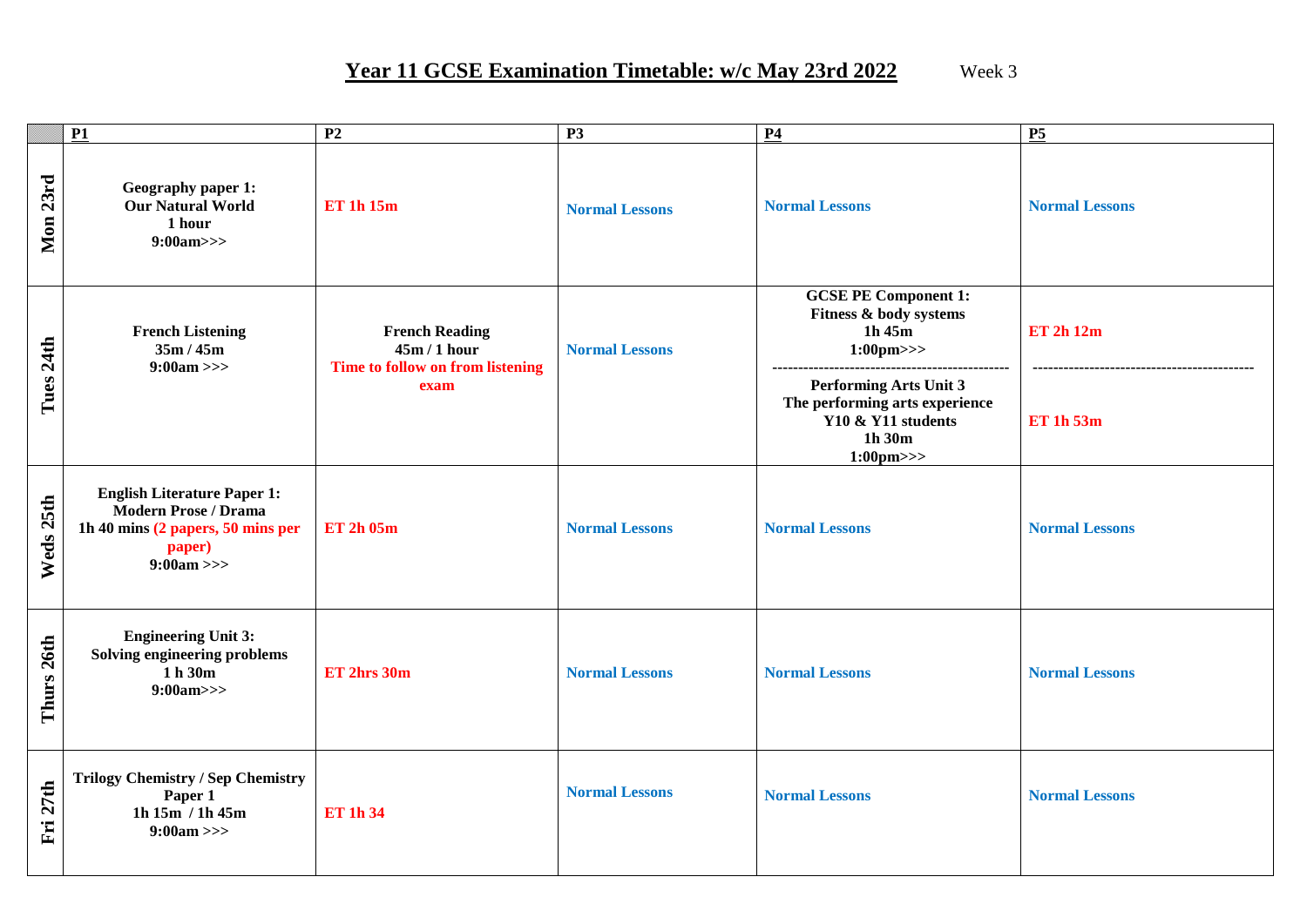# Year 11 GCSE Examination Timetable: w/c May 23rd 2022

Week 3

| | P1 | P2 | P3 | P4 | P5 |
|---|---|---|---|---|---|
| **Mon 23rd** | **Geography paper 1: Our Natural World** <br> **1 hour** <br> **9:00am>>>** | **ET 1h 15m** | **Normal Lessons** | **Normal Lessons** | **Normal Lessons** |
| **Tues 24th** | **French Listening** <br> **35m / 45m** <br> **9:00am >>>** | **French Reading** <br> **45m / 1 hour** <br> **Time to follow on from listening exam** | **Normal Lessons** | **GCSE PE Component 1: Fitness & body systems** <br> **1h 45m** <br> **1:00pm>>>** <br> ---------------------------------------------- <br> **Performing Arts Unit 3** <br> **The performing arts experience** <br> **Y10 & Y11 students** <br> **1h 30m** <br> **1:00pm>>>** | **ET 2h 12m** <br> ------------------------------------------ <br> **ET 1h 53m** |
| **Weds 25th** | **English Literature Paper 1: Modern Prose / Drama** <br> **1h 40 mins (2 papers, 50 mins per paper)** <br> **9:00am >>>** | **ET 2h 05m** | **Normal Lessons** | **Normal Lessons** | **Normal Lessons** |
| **Thurs 26th** | **Engineering Unit 3: Solving engineering problems** <br> **1 h 30m** <br> **9:00am>>>** | **ET 2hrs 30m** | **Normal Lessons** | **Normal Lessons** | **Normal Lessons** |
| **Fri 27th** | **Trilogy Chemistry / Sep Chemistry Paper 1** <br> **1h 15m / 1h 45m** <br> **9:00am >>>** | **ET 1h 34** | **Normal Lessons** | **Normal Lessons** | **Normal Lessons** |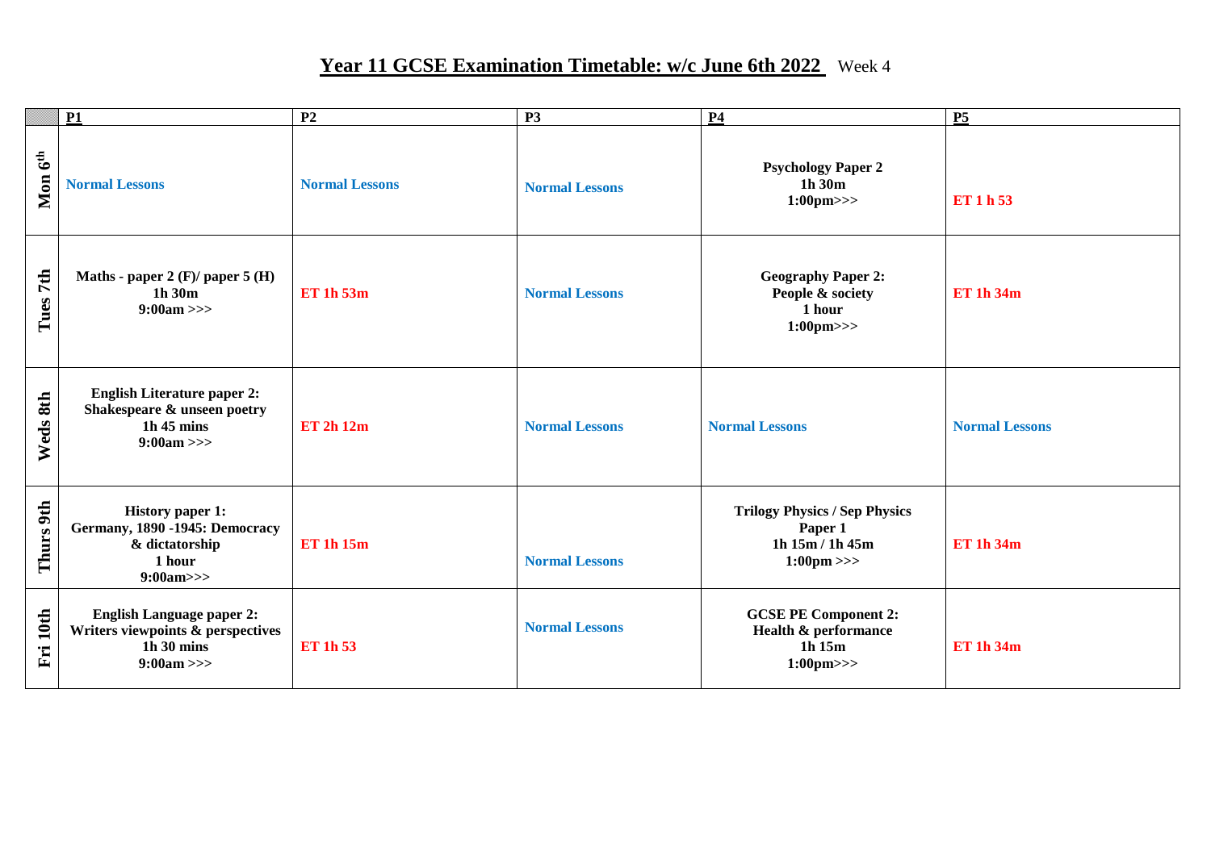# Year 11 GCSE Examination Timetable: w/c June 6th 2022 Week 4

| | P1 | P2 | P3 | P4 | P5 |
|---|---|---|---|---|---|
| **Mon 6th** | Normal Lessons | Normal Lessons | Normal Lessons | **Psychology Paper 2**<br>**1h 30m**<br>**1:00pm>>>** | ET 1 h 53 |
| **Tues 7th** | **Maths - paper 2 (F)/ paper 5 (H)**<br>**1h 30m**<br>**9:00am >>>** | ET 1h 53m | Normal Lessons | **Geography Paper 2:**<br>**People & society**<br>**1 hour**<br>**1:00pm>>>** | ET 1h 34m |
| **Weds 8th** | **English Literature paper 2:**<br>**Shakespeare & unseen poetry**<br>**1h 45 mins**<br>**9:00am >>>** | ET 2h 12m | Normal Lessons | Normal Lessons | Normal Lessons |
| **Thurs 9th** | **History paper 1:**<br>**Germany, 1890 -1945: Democracy & dictatorship**<br>**1 hour**<br>**9:00am>>>** | ET 1h 15m | Normal Lessons | **Trilogy Physics / Sep Physics Paper 1**<br>**1h 15m / 1h 45m**<br>**1:00pm >>>** | ET 1h 34m |
| **Fri 10th** | **English Language paper 2:**<br>**Writers viewpoints & perspectives**<br>**1h 30 mins**<br>**9:00am >>>** | ET 1h 53 | Normal Lessons | **GCSE PE Component 2:**<br>**Health & performance**<br>**1h 15m**<br>**1:00pm>>>** | ET 1h 34m |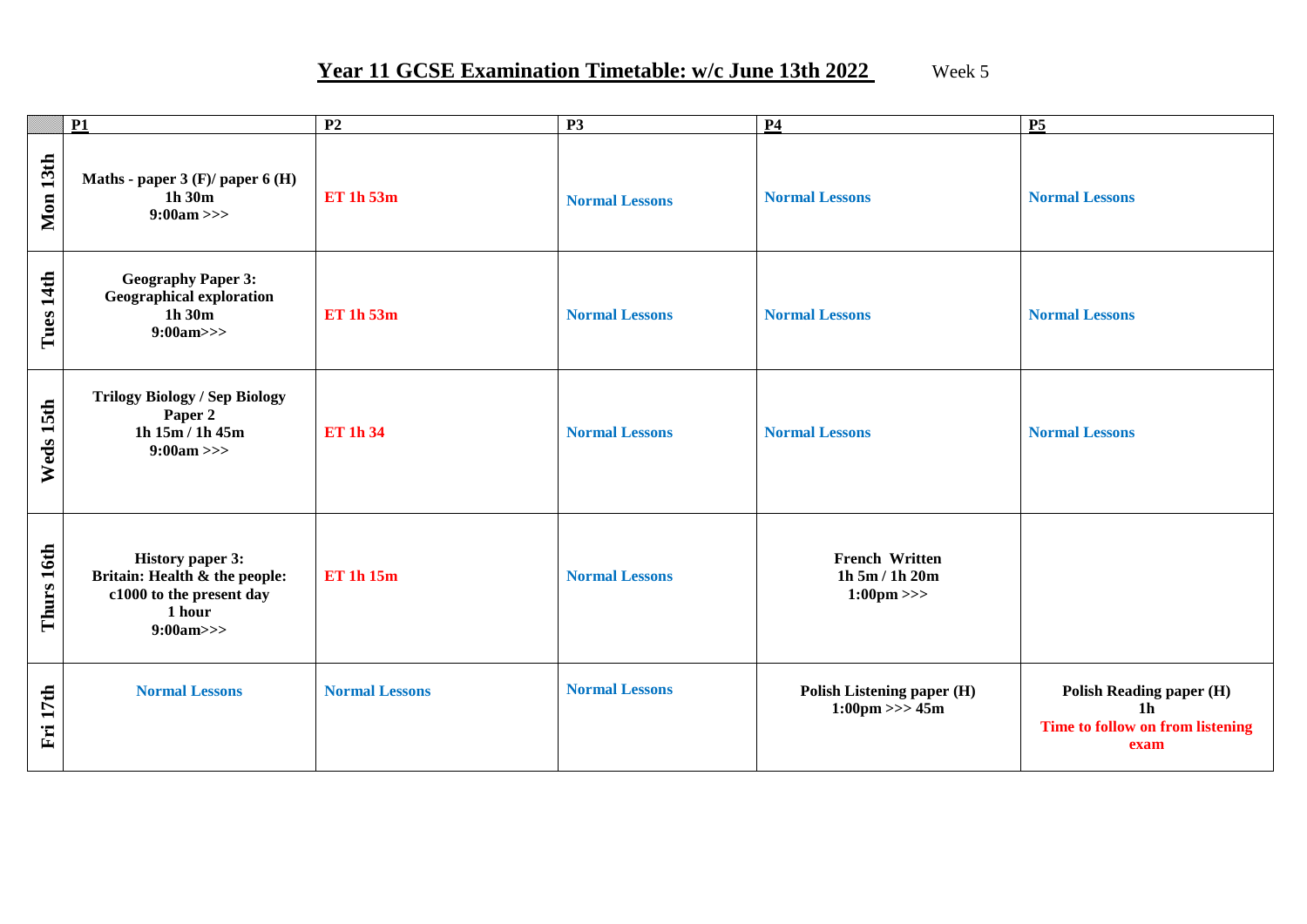# Year 11 GCSE Examination Timetable: w/c June 13th 2022

Week 5

| | P1 | P2 | P3 | P4 | P5 |
|---|---|---|---|---|---|
| **Mon 13th** | **Maths - paper 3 (F)/ paper 6 (H)**<br>**1h 30m**<br>**9:00am >>>** | **ET 1h 53m** | **Normal Lessons** | **Normal Lessons** | **Normal Lessons** |
| **Tues 14th** | **Geography Paper 3:**<br>**Geographical exploration**<br>**1h 30m**<br>**9:00am>>>** | **ET 1h 53m** | **Normal Lessons** | **Normal Lessons** | **Normal Lessons** |
| **Weds 15th** | **Trilogy Biology / Sep Biology**<br>**Paper 2**<br>**1h 15m / 1h 45m**<br>**9:00am >>>** | **ET 1h 34** | **Normal Lessons** | **Normal Lessons** | **Normal Lessons** |
| **Thurs 16th** | **History paper 3:**<br>**Britain: Health & the people:**<br>**c1000 to the present day**<br>**1 hour**<br>**9:00am>>>** | **ET 1h 15m** | **Normal Lessons** | **French Written**<br>**1h 5m / 1h 20m**<br>**1:00pm >>>** | |
| **Fri 17th** | **Normal Lessons** | **Normal Lessons** | **Normal Lessons** | **Polish Listening paper (H)**<br>**1:00pm >>> 45m** | **Polish Reading paper (H)**<br>**1h**<br>**Time to follow on from listening exam** |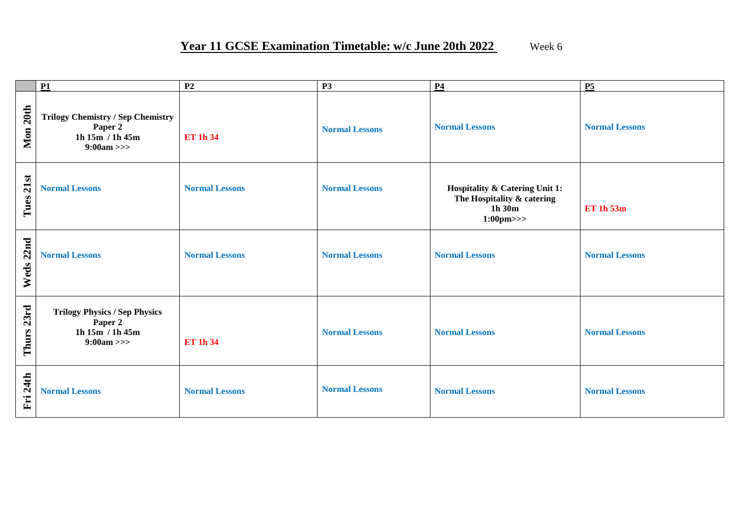# Year 11 GCSE Examination Timetable: w/c June 20th 2022

Week 6

| | P1 | P2 | P3 | P4 | P5 |
|---|---|---|---|---|---|
| **Mon 20th** | **Trilogy Chemistry / Sep Chemistry Paper 2 1h 15m / 1h 45m 9:00am >>>** | **ET 1h 34** | **Normal Lessons** | **Normal Lessons** | **Normal Lessons** |
| **Tues 21st** | **Normal Lessons** | **Normal Lessons** | **Normal Lessons** | **Hospitality & Catering Unit 1: The Hospitality & catering 1h 30m 1:00pm>>>** | **ET 1h 53m** |
| **Weds 22nd** | **Normal Lessons** | **Normal Lessons** | **Normal Lessons** | **Normal Lessons** | **Normal Lessons** |
| **Thurs 23rd** | **Trilogy Physics / Sep Physics Paper 2 1h 15m / 1h 45m 9:00am >>>** | **ET 1h 34** | **Normal Lessons** | **Normal Lessons** | **Normal Lessons** |
| **Fri 24th** | **Normal Lessons** | **Normal Lessons** | **Normal Lessons** | **Normal Lessons** | **Normal Lessons** |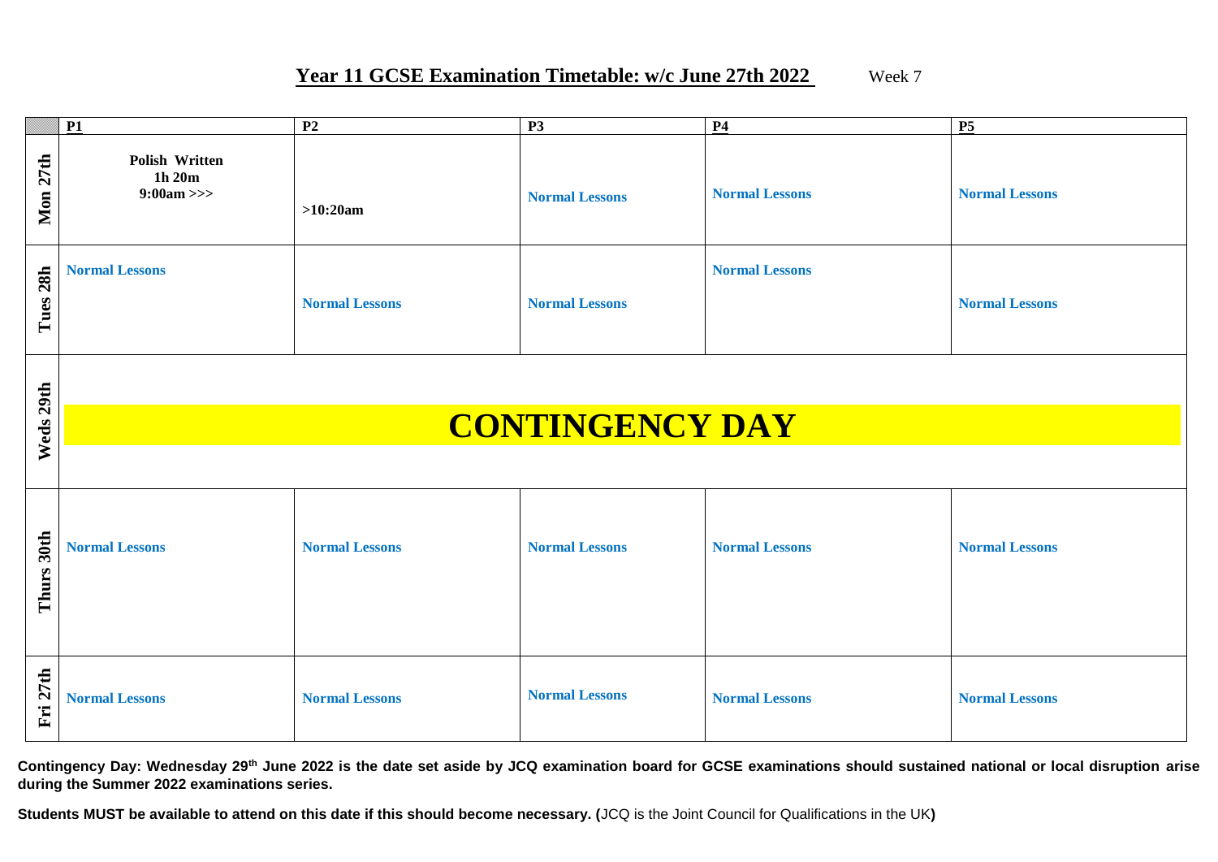## **Year 11 GCSE Examination Timetable: w/c June 27th 2022** Week 7

| | P1 | P2 | P3 | P4 | P5 |
|---|---|---|---|---|---|
| **Mon 27th** | **Polish Written** **1h 20m** **9:00am >>>** | **>10:20am** | **Normal Lessons** | **Normal Lessons** | **Normal Lessons** |
| **Tues 28h** | **Normal Lessons** | **Normal Lessons** | **Normal Lessons** | **Normal Lessons** | **Normal Lessons** |
| **Weds 29th** | **CONTINGENCY DAY** | | | | |
| **Thurs 30th** | **Normal Lessons** | **Normal Lessons** | **Normal Lessons** | **Normal Lessons** | **Normal Lessons** |
| **Fri 27th** | **Normal Lessons** | **Normal Lessons** | **Normal Lessons** | **Normal Lessons** | **Normal Lessons** |

**Contingency Day: Wednesday 29th June 2022 is the date set aside by JCQ examination board for GCSE examinations should sustained national or local disruption arise during the Summer 2022 examinations series.**

**Students MUST be available to attend on this date if this should become necessary. (**JCQ is the Joint Council for Qualifications in the UK**)**